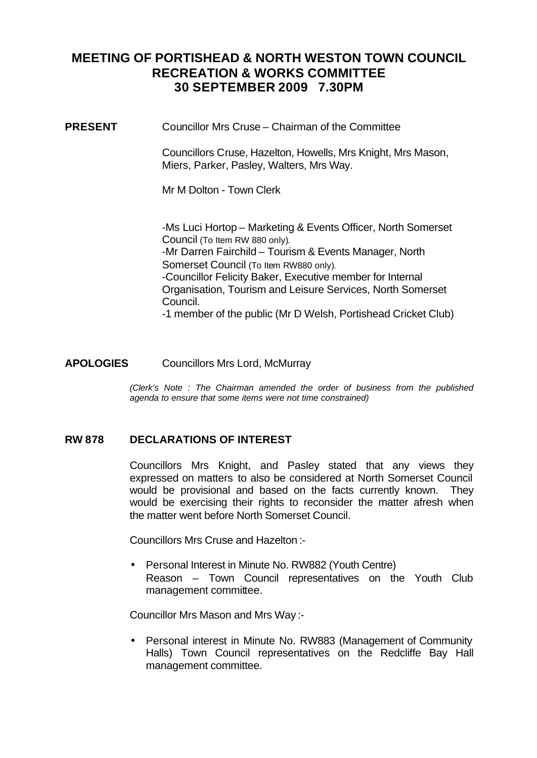# MEETING OF PORTISHEAD & NORTH WESTON TOWN COUNCIL RECREATION & WORKS COMMITTEE 30 SEPTEMBER 2009 7.30PM

**PRESENT** Councillor Mrs Cruse – Chairman of the Committee

Councillors Cruse, Hazelton, Howells, Mrs Knight, Mrs Mason, Miers, Parker, Pasley, Walters, Mrs Way.

Mr M Dolton - Town Clerk

-Ms Luci Hortop – Marketing & Events Officer, North Somerset Council (To Item RW 880 only).
-Mr Darren Fairchild – Tourism & Events Manager, North Somerset Council (To Item RW880 only).
-Councillor Felicity Baker, Executive member for Internal Organisation, Tourism and Leisure Services, North Somerset Council.
-1 member of the public (Mr D Welsh, Portishead Cricket Club)

**APOLOGIES** Councillors Mrs Lord, McMurray

*(Clerk's Note : The Chairman amended the order of business from the published agenda to ensure that some items were not time constrained)*

## RW 878 DECLARATIONS OF INTEREST

Councillors Mrs Knight, and Pasley stated that any views they expressed on matters to also be considered at North Somerset Council would be provisional and based on the facts currently known. They would be exercising their rights to reconsider the matter afresh when the matter went before North Somerset Council.

Councillors Mrs Cruse and Hazelton :-

- Personal Interest in Minute No. RW882 (Youth Centre)
  Reason – Town Council representatives on the Youth Club management committee.

Councillor Mrs Mason and Mrs Way :-

- Personal interest in Minute No. RW883 (Management of Community Halls) Town Council representatives on the Redcliffe Bay Hall management committee.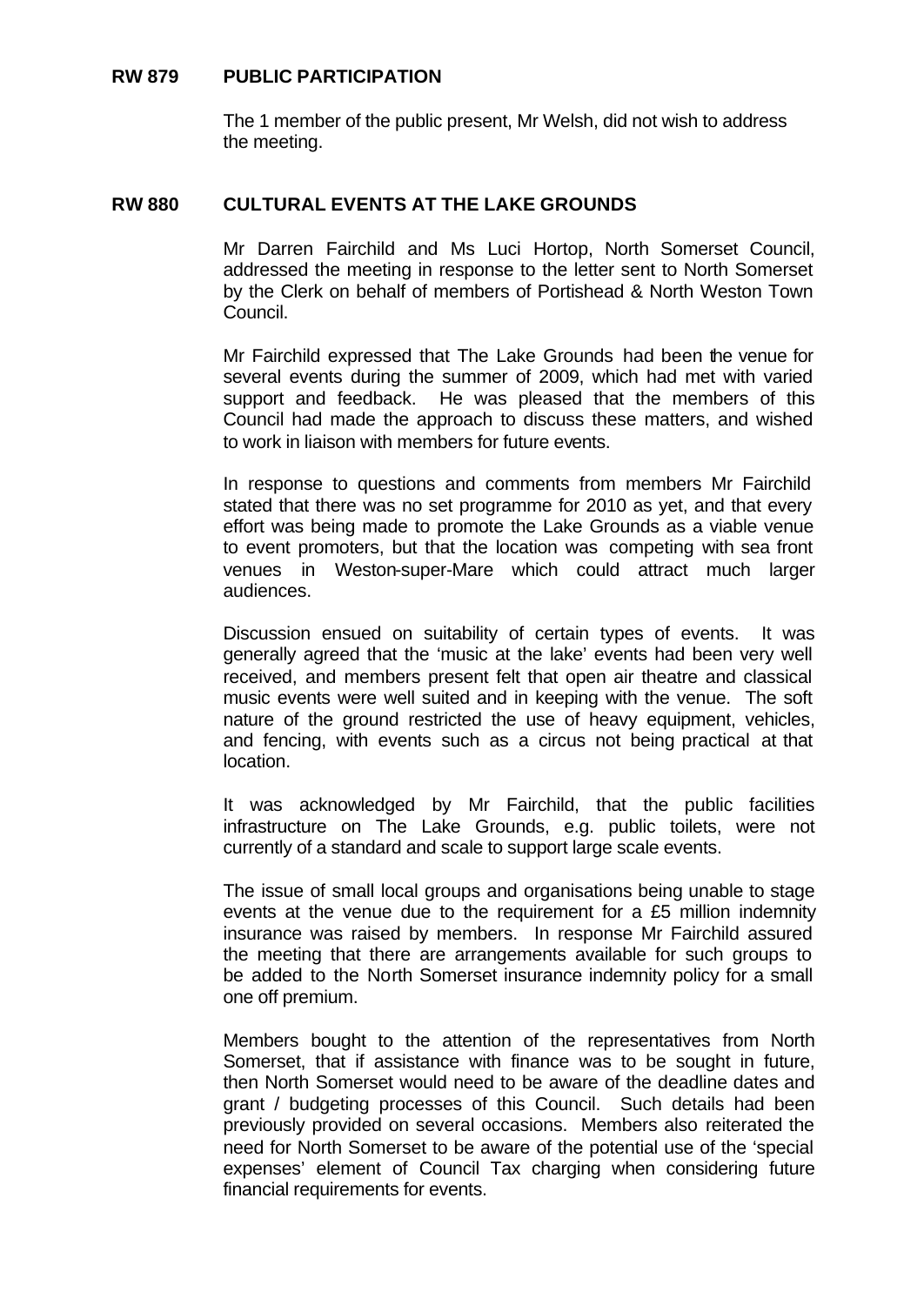**RW 879 PUBLIC PARTICIPATION**

The 1 member of the public present, Mr Welsh, did not wish to address the meeting.

**RW 880 CULTURAL EVENTS AT THE LAKE GROUNDS**

Mr Darren Fairchild and Ms Luci Hortop, North Somerset Council, addressed the meeting in response to the letter sent to North Somerset by the Clerk on behalf of members of Portishead & North Weston Town Council.

Mr Fairchild expressed that The Lake Grounds had been the venue for several events during the summer of 2009, which had met with varied support and feedback. He was pleased that the members of this Council had made the approach to discuss these matters, and wished to work in liaison with members for future events.

In response to questions and comments from members Mr Fairchild stated that there was no set programme for 2010 as yet, and that every effort was being made to promote the Lake Grounds as a viable venue to event promoters, but that the location was competing with sea front venues in Weston-super-Mare which could attract much larger audiences.

Discussion ensued on suitability of certain types of events. It was generally agreed that the 'music at the lake' events had been very well received, and members present felt that open air theatre and classical music events were well suited and in keeping with the venue. The soft nature of the ground restricted the use of heavy equipment, vehicles, and fencing, with events such as a circus not being practical at that location.

It was acknowledged by Mr Fairchild, that the public facilities infrastructure on The Lake Grounds, e.g. public toilets, were not currently of a standard and scale to support large scale events.

The issue of small local groups and organisations being unable to stage events at the venue due to the requirement for a £5 million indemnity insurance was raised by members. In response Mr Fairchild assured the meeting that there are arrangements available for such groups to be added to the North Somerset insurance indemnity policy for a small one off premium.

Members bought to the attention of the representatives from North Somerset, that if assistance with finance was to be sought in future, then North Somerset would need to be aware of the deadline dates and grant / budgeting processes of this Council. Such details had been previously provided on several occasions. Members also reiterated the need for North Somerset to be aware of the potential use of the 'special expenses' element of Council Tax charging when considering future financial requirements for events.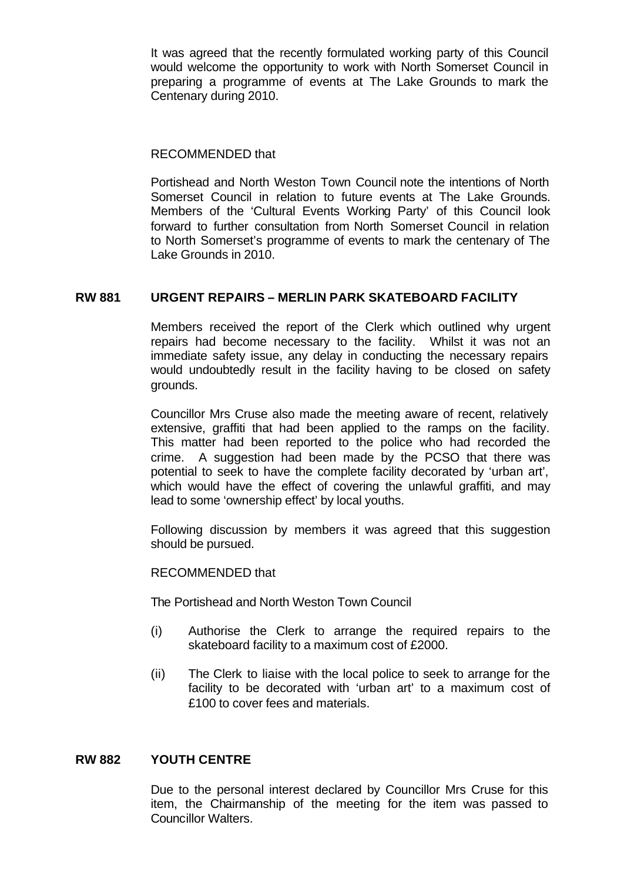It was agreed that the recently formulated working party of this Council would welcome the opportunity to work with North Somerset Council in preparing a programme of events at The Lake Grounds to mark the Centenary during 2010.

RECOMMENDED that

Portishead and North Weston Town Council note the intentions of North Somerset Council in relation to future events at The Lake Grounds. Members of the 'Cultural Events Working Party' of this Council look forward to further consultation from North Somerset Council in relation to North Somerset's programme of events to mark the centenary of The Lake Grounds in 2010.

**RW 881 URGENT REPAIRS – MERLIN PARK SKATEBOARD FACILITY**

Members received the report of the Clerk which outlined why urgent repairs had become necessary to the facility. Whilst it was not an immediate safety issue, any delay in conducting the necessary repairs would undoubtedly result in the facility having to be closed on safety grounds.

Councillor Mrs Cruse also made the meeting aware of recent, relatively extensive, graffiti that had been applied to the ramps on the facility. This matter had been reported to the police who had recorded the crime. A suggestion had been made by the PCSO that there was potential to seek to have the complete facility decorated by 'urban art', which would have the effect of covering the unlawful graffiti, and may lead to some 'ownership effect' by local youths.

Following discussion by members it was agreed that this suggestion should be pursued.

RECOMMENDED that

The Portishead and North Weston Town Council

(i) Authorise the Clerk to arrange the required repairs to the skateboard facility to a maximum cost of £2000.

(ii) The Clerk to liaise with the local police to seek to arrange for the facility to be decorated with 'urban art' to a maximum cost of £100 to cover fees and materials.

**RW 882 YOUTH CENTRE**

Due to the personal interest declared by Councillor Mrs Cruse for this item, the Chairmanship of the meeting for the item was passed to Councillor Walters.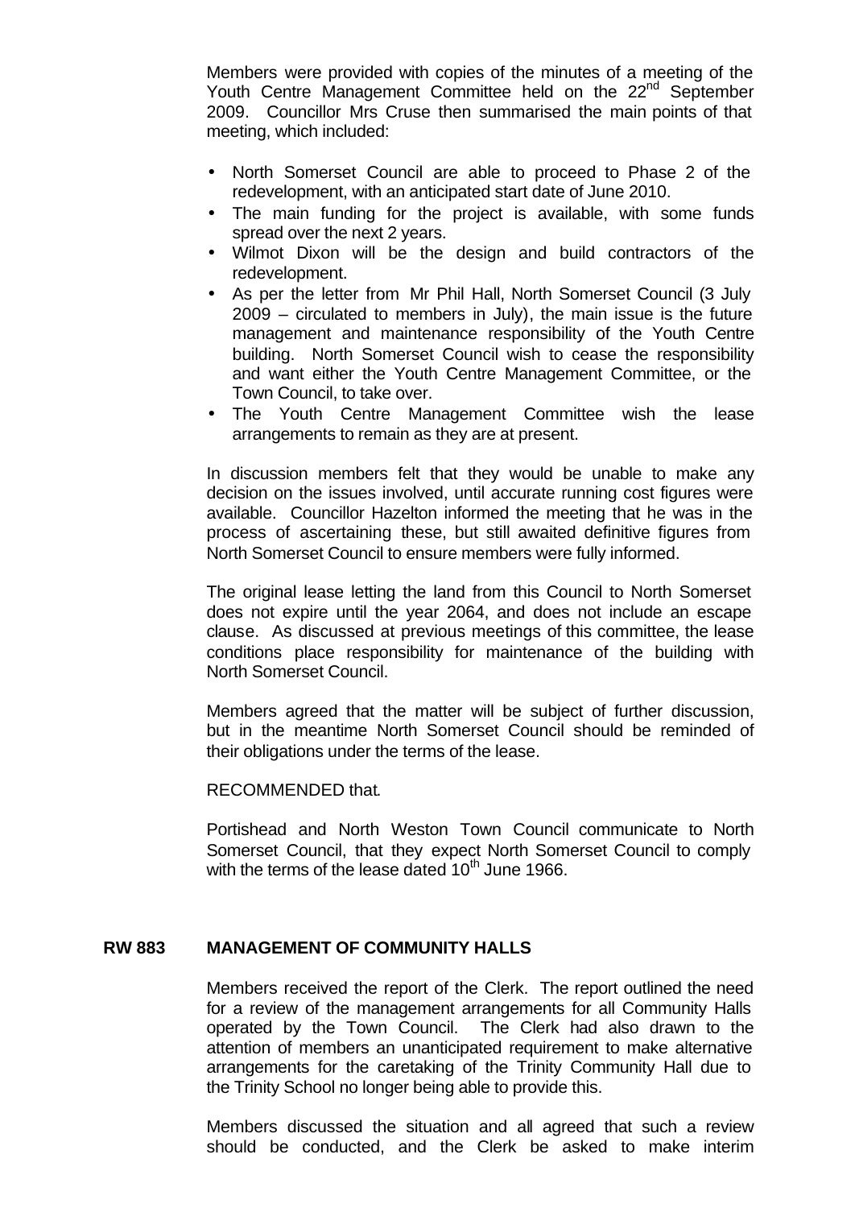Members were provided with copies of the minutes of a meeting of the Youth Centre Management Committee held on the 22nd September 2009. Councillor Mrs Cruse then summarised the main points of that meeting, which included:

- North Somerset Council are able to proceed to Phase 2 of the redevelopment, with an anticipated start date of June 2010.
- The main funding for the project is available, with some funds spread over the next 2 years.
- Wilmot Dixon will be the design and build contractors of the redevelopment.
- As per the letter from Mr Phil Hall, North Somerset Council (3 July 2009 – circulated to members in July), the main issue is the future management and maintenance responsibility of the Youth Centre building. North Somerset Council wish to cease the responsibility and want either the Youth Centre Management Committee, or the Town Council, to take over.
- The Youth Centre Management Committee wish the lease arrangements to remain as they are at present.

In discussion members felt that they would be unable to make any decision on the issues involved, until accurate running cost figures were available. Councillor Hazelton informed the meeting that he was in the process of ascertaining these, but still awaited definitive figures from North Somerset Council to ensure members were fully informed.

The original lease letting the land from this Council to North Somerset does not expire until the year 2064, and does not include an escape clause. As discussed at previous meetings of this committee, the lease conditions place responsibility for maintenance of the building with North Somerset Council.

Members agreed that the matter will be subject of further discussion, but in the meantime North Somerset Council should be reminded of their obligations under the terms of the lease.

RECOMMENDED that.

Portishead and North Weston Town Council communicate to North Somerset Council, that they expect North Somerset Council to comply with the terms of the lease dated 10th June 1966.

## RW 883 MANAGEMENT OF COMMUNITY HALLS

Members received the report of the Clerk. The report outlined the need for a review of the management arrangements for all Community Halls operated by the Town Council. The Clerk had also drawn to the attention of members an unanticipated requirement to make alternative arrangements for the caretaking of the Trinity Community Hall due to the Trinity School no longer being able to provide this.

Members discussed the situation and all agreed that such a review should be conducted, and the Clerk be asked to make interim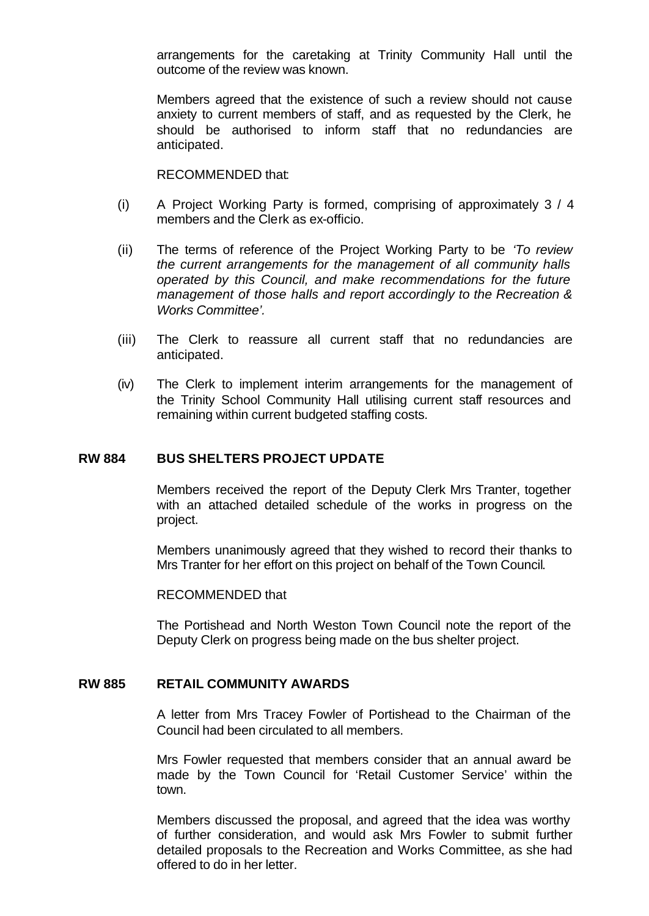arrangements for the caretaking at Trinity Community Hall until the outcome of the review was known.

Members agreed that the existence of such a review should not cause anxiety to current members of staff, and as requested by the Clerk, he should be authorised to inform staff that no redundancies are anticipated.

RECOMMENDED that:

(i) A Project Working Party is formed, comprising of approximately 3 / 4 members and the Clerk as ex-officio.

(ii) The terms of reference of the Project Working Party to be *'To review the current arrangements for the management of all community halls operated by this Council, and make recommendations for the future management of those halls and report accordingly to the Recreation & Works Committee'.*

(iii) The Clerk to reassure all current staff that no redundancies are anticipated.

(iv) The Clerk to implement interim arrangements for the management of the Trinity School Community Hall utilising current staff resources and remaining within current budgeted staffing costs.

**RW 884 BUS SHELTERS PROJECT UPDATE**

Members received the report of the Deputy Clerk Mrs Tranter, together with an attached detailed schedule of the works in progress on the project.

Members unanimously agreed that they wished to record their thanks to Mrs Tranter for her effort on this project on behalf of the Town Council.

RECOMMENDED that

The Portishead and North Weston Town Council note the report of the Deputy Clerk on progress being made on the bus shelter project.

**RW 885 RETAIL COMMUNITY AWARDS**

A letter from Mrs Tracey Fowler of Portishead to the Chairman of the Council had been circulated to all members.

Mrs Fowler requested that members consider that an annual award be made by the Town Council for 'Retail Customer Service' within the town.

Members discussed the proposal, and agreed that the idea was worthy of further consideration, and would ask Mrs Fowler to submit further detailed proposals to the Recreation and Works Committee, as she had offered to do in her letter.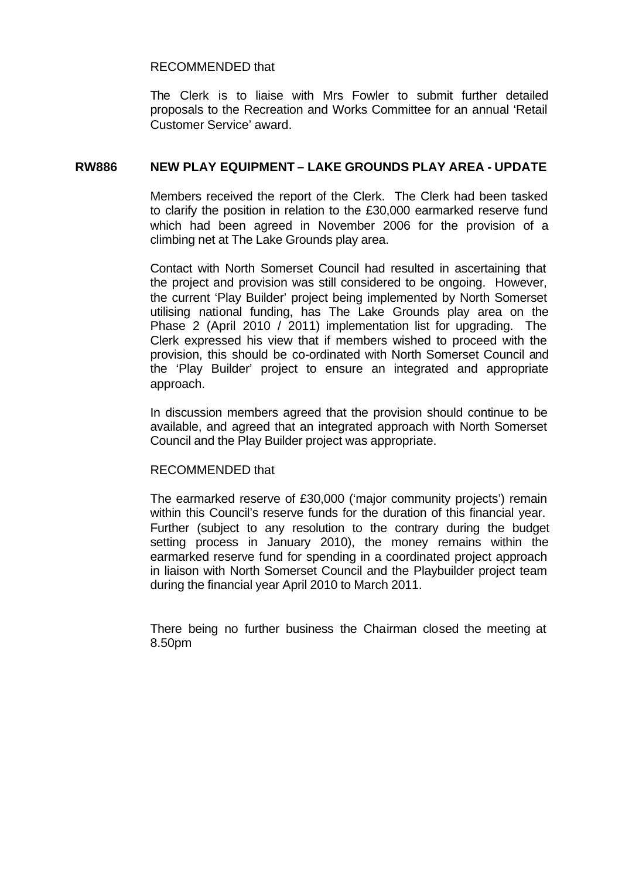RECOMMENDED that

The Clerk is to liaise with Mrs Fowler to submit further detailed proposals to the Recreation and Works Committee for an annual 'Retail Customer Service' award.

**RW886 NEW PLAY EQUIPMENT – LAKE GROUNDS PLAY AREA - UPDATE**

Members received the report of the Clerk. The Clerk had been tasked to clarify the position in relation to the £30,000 earmarked reserve fund which had been agreed in November 2006 for the provision of a climbing net at The Lake Grounds play area.

Contact with North Somerset Council had resulted in ascertaining that the project and provision was still considered to be ongoing. However, the current 'Play Builder' project being implemented by North Somerset utilising national funding, has The Lake Grounds play area on the Phase 2 (April 2010 / 2011) implementation list for upgrading. The Clerk expressed his view that if members wished to proceed with the provision, this should be co-ordinated with North Somerset Council and the 'Play Builder' project to ensure an integrated and appropriate approach.

In discussion members agreed that the provision should continue to be available, and agreed that an integrated approach with North Somerset Council and the Play Builder project was appropriate.

RECOMMENDED that

The earmarked reserve of £30,000 ('major community projects') remain within this Council's reserve funds for the duration of this financial year. Further (subject to any resolution to the contrary during the budget setting process in January 2010), the money remains within the earmarked reserve fund for spending in a coordinated project approach in liaison with North Somerset Council and the Playbuilder project team during the financial year April 2010 to March 2011.

There being no further business the Chairman closed the meeting at 8.50pm